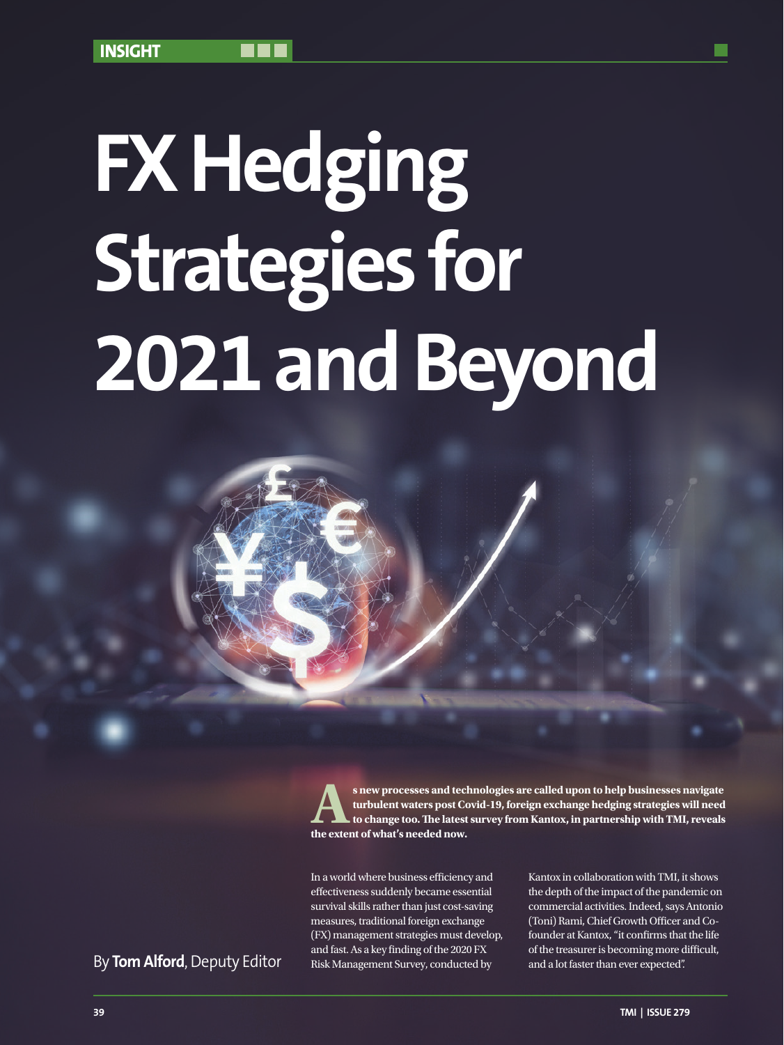INSIGHT

# FX Hedging Strategies for 2021 and Beyond

**As new processes and technologies are called upon to help businesses navigate turbulent waters post Covid-19, foreign exchange hedging strategies will need to change too. The latest survey from Kantox, in partnership with TMI, reveals the extent of what's needed now.**

By **Tom Alford**, Deputy Editor

In a world where business efficiency and effectiveness suddenly became essential survival skills rather than just cost-saving measures, traditional foreign exchange (FX) management strategies must develop, and fast. As a key finding of the 2020 FX Risk Management Survey, conducted by Kantox in collaboration with TMI, it shows the depth of the impact of the pandemic on commercial activities. Indeed, says Antonio (Toni) Rami, Chief Growth Officer and Co-founder at Kantox, "it confirms that the life of the treasurer is becoming more difficult, and a lot faster than ever expected".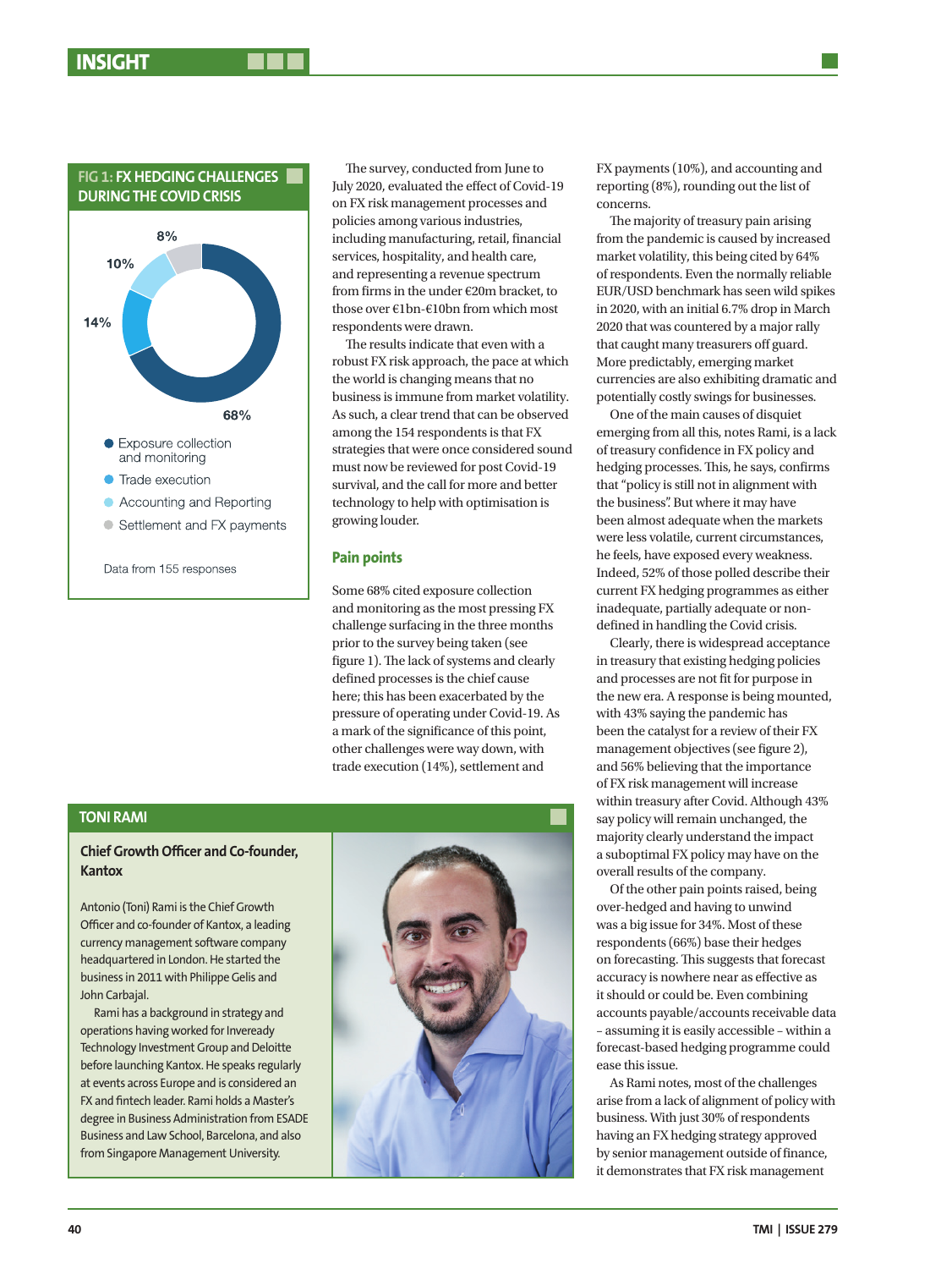**FIG 1: FX HEDGING CHALLENGES DURING THE COVID CRISIS**

- Exposure collection and monitoring: 68%
- Trade execution: 14%
- Accounting and Reporting: 10%
- Settlement and FX payments: 8%

Data from 155 responses

The survey, conducted from June to July 2020, evaluated the effect of Covid-19 on FX risk management processes and policies among various industries, including manufacturing, retail, financial services, hospitality, and health care, and representing a revenue spectrum from firms in the under €20m bracket, to those over €1bn-€10bn from which most respondents were drawn.

The results indicate that even with a robust FX risk approach, the pace at which the world is changing means that no business is immune from market volatility. As such, a clear trend that can be observed among the 154 respondents is that FX strategies that were once considered sound must now be reviewed for post Covid-19 survival, and the call for more and better technology to help with optimisation is growing louder.

## Pain points

Some 68% cited exposure collection and monitoring as the most pressing FX challenge surfacing in the three months prior to the survey being taken (see figure 1). The lack of systems and clearly defined processes is the chief cause here; this has been exacerbated by the pressure of operating under Covid-19. As a mark of the significance of this point, other challenges were way down, with trade execution (14%), settlement and FX payments (10%), and accounting and reporting (8%), rounding out the list of concerns.

The majority of treasury pain arising from the pandemic is caused by increased market volatility, this being cited by 64% of respondents. Even the normally reliable EUR/USD benchmark has seen wild spikes in 2020, with an initial 6.7% drop in March 2020 that was countered by a major rally that caught many treasurers off guard. More predictably, emerging market currencies are also exhibiting dramatic and potentially costly swings for businesses.

One of the main causes of disquiet emerging from all this, notes Rami, is a lack of treasury confidence in FX policy and hedging processes. This, he says, confirms that "policy is still not in alignment with the business". But where it may have been almost adequate when the markets were less volatile, current circumstances, he feels, have exposed every weakness. Indeed, 52% of those polled describe their current FX hedging programmes as either inadequate, partially adequate or non-defined in handling the Covid crisis.

Clearly, there is widespread acceptance in treasury that existing hedging policies and processes are not fit for purpose in the new era. A response is being mounted, with 43% saying the pandemic has been the catalyst for a review of their FX management objectives (see figure 2), and 56% believing that the importance of FX risk management will increase within treasury after Covid. Although 43% say policy will remain unchanged, the majority clearly understand the impact a suboptimal FX policy may have on the overall results of the company.

Of the other pain points raised, being over-hedged and having to unwind was a big issue for 34%. Most of these respondents (66%) base their hedges on forecasting. This suggests that forecast accuracy is nowhere near as effective as it should or could be. Even combining accounts payable/accounts receivable data – assuming it is easily accessible – within a forecast-based hedging programme could ease this issue.

As Rami notes, most of the challenges arise from a lack of alignment of policy with business. With just 30% of respondents having an FX hedging strategy approved by senior management outside of finance, it demonstrates that FX risk management

---

**TONI RAMI**

**Chief Growth Officer and Co-founder, Kantox**

Antonio (Toni) Rami is the Chief Growth Officer and co-founder of Kantox, a leading currency management software company headquartered in London. He started the business in 2011 with Philippe Gelis and John Carbajal.

Rami has a background in strategy and operations having worked for Inveready Technology Investment Group and Deloitte before launching Kantox. He speaks regularly at events across Europe and is considered an FX and fintech leader. Rami holds a Master's degree in Business Administration from ESADE Business and Law School, Barcelona, and also from Singapore Management University.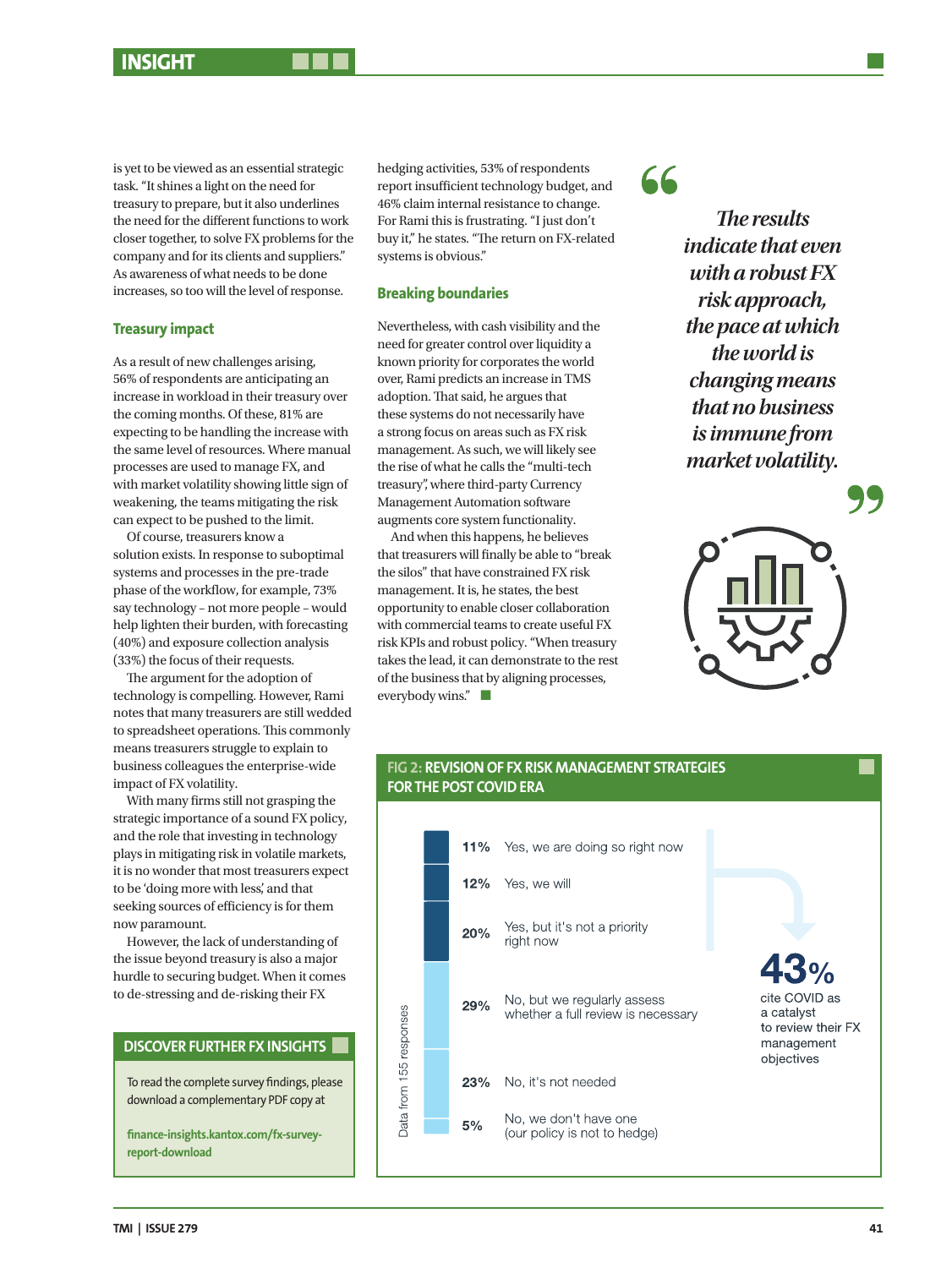is yet to be viewed as an essential strategic task. "It shines a light on the need for treasury to prepare, but it also underlines the need for the different functions to work closer together, to solve FX problems for the company and for its clients and suppliers." As awareness of what needs to be done increases, so too will the level of response.

### Treasury impact

As a result of new challenges arising, 56% of respondents are anticipating an increase in workload in their treasury over the coming months. Of these, 81% are expecting to be handling the increase with the same level of resources. Where manual processes are used to manage FX, and with market volatility showing little sign of weakening, the teams mitigating the risk can expect to be pushed to the limit.

Of course, treasurers know a solution exists. In response to suboptimal systems and processes in the pre-trade phase of the workflow, for example, 73% say technology – not more people – would help lighten their burden, with forecasting (40%) and exposure collection analysis (33%) the focus of their requests.

The argument for the adoption of technology is compelling. However, Rami notes that many treasurers are still wedded to spreadsheet operations. This commonly means treasurers struggle to explain to business colleagues the enterprise-wide impact of FX volatility.

With many firms still not grasping the strategic importance of a sound FX policy, and the role that investing in technology plays in mitigating risk in volatile markets, it is no wonder that most treasurers expect to be 'doing more with less,' and that seeking sources of efficiency is for them now paramount.

However, the lack of understanding of the issue beyond treasury is also a major hurdle to securing budget. When it comes to de-stressing and de-risking their FX hedging activities, 53% of respondents report insufficient technology budget, and 46% claim internal resistance to change. For Rami this is frustrating. "I just don't buy it," he states. "The return on FX-related systems is obvious."

### Breaking boundaries

Nevertheless, with cash visibility and the need for greater control over liquidity a known priority for corporates the world over, Rami predicts an increase in TMS adoption. That said, he argues that these systems do not necessarily have a strong focus on areas such as FX risk management. As such, we will likely see the rise of what he calls the "multi-tech treasury", where third-party Currency Management Automation software augments core system functionality.

And when this happens, he believes that treasurers will finally be able to "break the silos" that have constrained FX risk management. It is, he states, the best opportunity to enable closer collaboration with commercial teams to create useful FX risk KPIs and robust policy. "When treasury takes the lead, it can demonstrate to the rest of the business that by aligning processes, everybody wins."

> ***"The results indicate that even with a robust FX risk approach, the pace at which the world is changing means that no business is immune from market volatility."***

### DISCOVER FURTHER FX INSIGHTS

To read the complete survey findings, please download a complementary PDF copy at

**finance-insights.kantox.com/fx-survey-report-download**

### FIG 2: REVISION OF FX RISK MANAGEMENT STRATEGIES FOR THE POST COVID ERA

11% Yes, we are doing so right now

12% Yes, we will

20% Yes, but it's not a priority right now

29% No, but we regularly assess whether a full review is necessary

23% No, it's not needed

5% No, we don't have one (our policy is not to hedge)

43% cite COVID as a catalyst to review their FX management objectives

Data from 155 responses